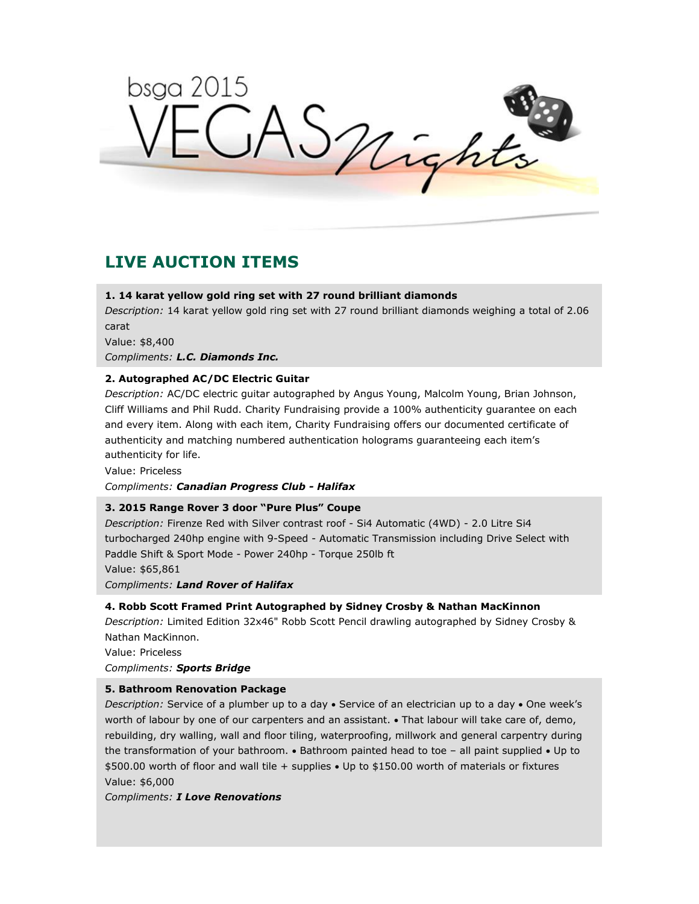bsga 2015 VEGAS Nights

## LIVE AUCTION ITEMS

**1. 14 karat yellow gold ring set with 27 round brilliant diamonds**

*Description:* 14 karat yellow gold ring set with 27 round brilliant diamonds weighing a total of 2.06 carat

Value: $8,400

*Compliments:* ***L.C. Diamonds Inc.***

**2. Autographed AC/DC Electric Guitar**

*Description:* AC/DC electric guitar autographed by Angus Young, Malcolm Young, Brian Johnson, Cliff Williams and Phil Rudd. Charity Fundraising provide a 100% authenticity guarantee on each and every item. Along with each item, Charity Fundraising offers our documented certificate of authenticity and matching numbered authentication holograms guaranteeing each item's authenticity for life.

Value: Priceless

*Compliments:* ***Canadian Progress Club - Halifax***

**3. 2015 Range Rover 3 door "Pure Plus" Coupe**

*Description:* Firenze Red with Silver contrast roof - Si4 Automatic (4WD) - 2.0 Litre Si4 turbocharged 240hp engine with 9-Speed - Automatic Transmission including Drive Select with Paddle Shift & Sport Mode - Power 240hp - Torque 250lb ft

Value: $65,861

*Compliments:* ***Land Rover of Halifax***

**4. Robb Scott Framed Print Autographed by Sidney Crosby & Nathan MacKinnon**

*Description:* Limited Edition 32x46" Robb Scott Pencil drawling autographed by Sidney Crosby & Nathan MacKinnon.

Value: Priceless

*Compliments:* ***Sports Bridge***

**5. Bathroom Renovation Package**

*Description:* Service of a plumber up to a day • Service of an electrician up to a day • One week's worth of labour by one of our carpenters and an assistant. • That labour will take care of, demo, rebuilding, dry walling, wall and floor tiling, waterproofing, millwork and general carpentry during the transformation of your bathroom. • Bathroom painted head to toe – all paint supplied • Up to $500.00 worth of floor and wall tile + supplies • Up to $150.00 worth of materials or fixtures

Value: $6,000

*Compliments:* ***I Love Renovations***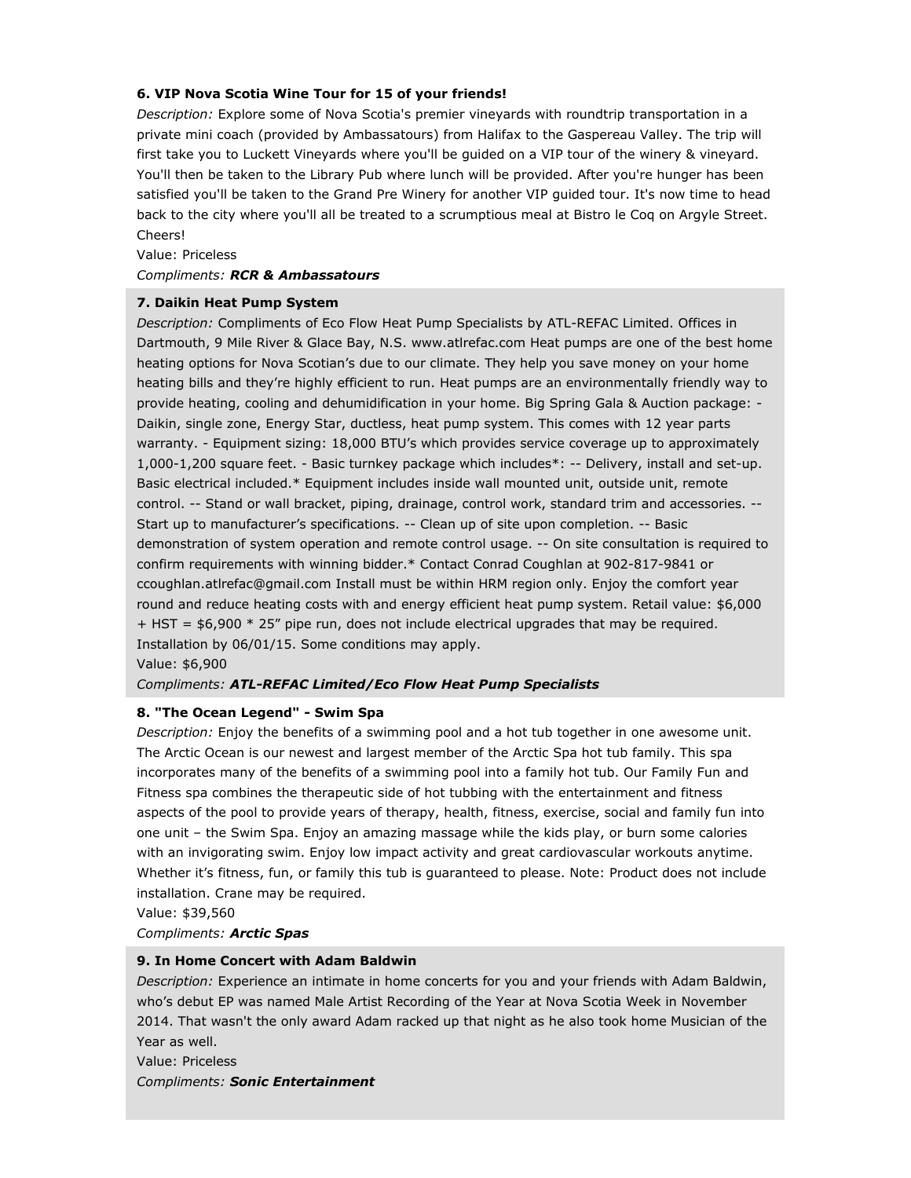**6. VIP Nova Scotia Wine Tour for 15 of your friends!**

*Description:* Explore some of Nova Scotia's premier vineyards with roundtrip transportation in a private mini coach (provided by Ambassatours) from Halifax to the Gaspereau Valley. The trip will first take you to Luckett Vineyards where you'll be guided on a VIP tour of the winery & vineyard. You'll then be taken to the Library Pub where lunch will be provided. After you're hunger has been satisfied you'll be taken to the Grand Pre Winery for another VIP guided tour. It's now time to head back to the city where you'll all be treated to a scrumptious meal at Bistro le Coq on Argyle Street. Cheers!

Value: Priceless

*Compliments:* ***RCR & Ambassatours***

**7. Daikin Heat Pump System**

*Description:* Compliments of Eco Flow Heat Pump Specialists by ATL-REFAC Limited. Offices in Dartmouth, 9 Mile River & Glace Bay, N.S. www.atlrefac.com Heat pumps are one of the best home heating options for Nova Scotian's due to our climate. They help you save money on your home heating bills and they're highly efficient to run. Heat pumps are an environmentally friendly way to provide heating, cooling and dehumidification in your home. Big Spring Gala & Auction package: - Daikin, single zone, Energy Star, ductless, heat pump system. This comes with 12 year parts warranty. - Equipment sizing: 18,000 BTU's which provides service coverage up to approximately 1,000-1,200 square feet. - Basic turnkey package which includes*: -- Delivery, install and set-up. Basic electrical included.* Equipment includes inside wall mounted unit, outside unit, remote control. -- Stand or wall bracket, piping, drainage, control work, standard trim and accessories. -- Start up to manufacturer's specifications. -- Clean up of site upon completion. -- Basic demonstration of system operation and remote control usage. -- On site consultation is required to confirm requirements with winning bidder.* Contact Conrad Coughlan at 902-817-9841 or ccoughlan.atlrefac@gmail.com Install must be within HRM region only. Enjoy the comfort year round and reduce heating costs with and energy efficient heat pump system. Retail value: $6,000 + HST = $6,900 * 25" pipe run, does not include electrical upgrades that may be required. Installation by 06/01/15. Some conditions may apply.

Value: $6,900

*Compliments:* ***ATL-REFAC Limited/Eco Flow Heat Pump Specialists***

**8. "The Ocean Legend" - Swim Spa**

*Description:* Enjoy the benefits of a swimming pool and a hot tub together in one awesome unit. The Arctic Ocean is our newest and largest member of the Arctic Spa hot tub family. This spa incorporates many of the benefits of a swimming pool into a family hot tub. Our Family Fun and Fitness spa combines the therapeutic side of hot tubbing with the entertainment and fitness aspects of the pool to provide years of therapy, health, fitness, exercise, social and family fun into one unit – the Swim Spa. Enjoy an amazing massage while the kids play, or burn some calories with an invigorating swim. Enjoy low impact activity and great cardiovascular workouts anytime. Whether it's fitness, fun, or family this tub is guaranteed to please. Note: Product does not include installation. Crane may be required.

Value: $39,560

*Compliments:* ***Arctic Spas***

**9. In Home Concert with Adam Baldwin**

*Description:* Experience an intimate in home concerts for you and your friends with Adam Baldwin, who's debut EP was named Male Artist Recording of the Year at Nova Scotia Week in November 2014. That wasn't the only award Adam racked up that night as he also took home Musician of the Year as well.

Value: Priceless

*Compliments:* ***Sonic Entertainment***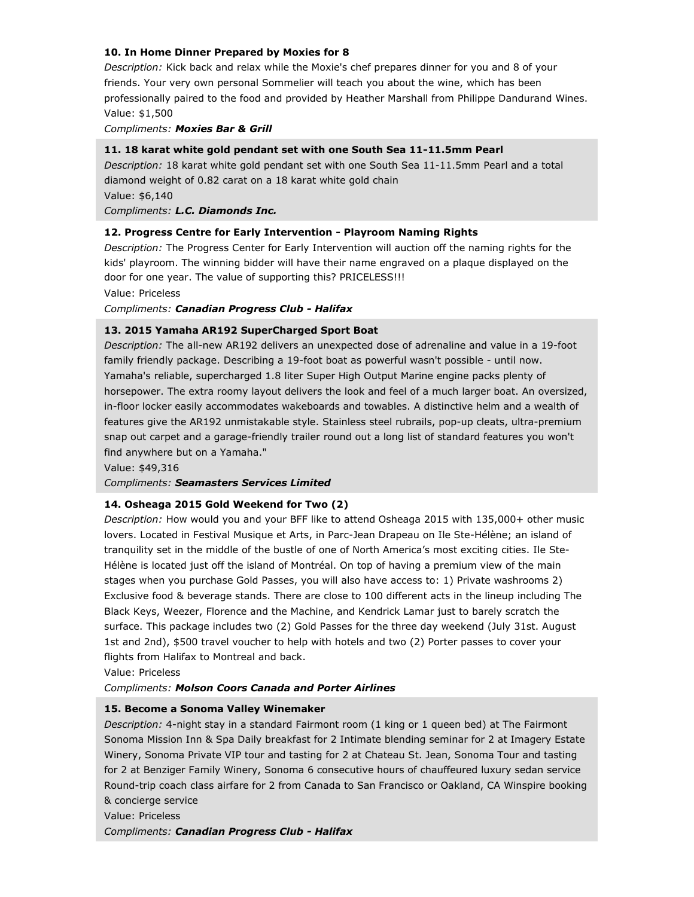**10. In Home Dinner Prepared by Moxies for 8**

*Description:* Kick back and relax while the Moxie's chef prepares dinner for you and 8 of your friends. Your very own personal Sommelier will teach you about the wine, which has been professionally paired to the food and provided by Heather Marshall from Philippe Dandurand Wines.
Value: $1,500
*Compliments:* ***Moxies Bar & Grill***

**11. 18 karat white gold pendant set with one South Sea 11-11.5mm Pearl**

*Description:* 18 karat white gold pendant set with one South Sea 11-11.5mm Pearl and a total diamond weight of 0.82 carat on a 18 karat white gold chain
Value: $6,140
*Compliments:* ***L.C. Diamonds Inc.***

**12. Progress Centre for Early Intervention - Playroom Naming Rights**

*Description:* The Progress Center for Early Intervention will auction off the naming rights for the kids' playroom. The winning bidder will have their name engraved on a plaque displayed on the door for one year. The value of supporting this? PRICELESS!!!
Value: Priceless
*Compliments:* ***Canadian Progress Club - Halifax***

**13. 2015 Yamaha AR192 SuperCharged Sport Boat**

*Description:* The all-new AR192 delivers an unexpected dose of adrenaline and value in a 19-foot family friendly package. Describing a 19-foot boat as powerful wasn't possible - until now. Yamaha's reliable, supercharged 1.8 liter Super High Output Marine engine packs plenty of horsepower. The extra roomy layout delivers the look and feel of a much larger boat. An oversized, in-floor locker easily accommodates wakeboards and towables. A distinctive helm and a wealth of features give the AR192 unmistakable style. Stainless steel rubrails, pop-up cleats, ultra-premium snap out carpet and a garage-friendly trailer round out a long list of standard features you won't find anywhere but on a Yamaha."
Value: $49,316
*Compliments:* ***Seamasters Services Limited***

**14. Osheaga 2015 Gold Weekend for Two (2)**

*Description:* How would you and your BFF like to attend Osheaga 2015 with 135,000+ other music lovers. Located in Festival Musique et Arts, in Parc-Jean Drapeau on Ile Ste-Hélène; an island of tranquility set in the middle of the bustle of one of North America's most exciting cities. Ile Ste-Hélène is located just off the island of Montréal. On top of having a premium view of the main stages when you purchase Gold Passes, you will also have access to: 1) Private washrooms 2) Exclusive food & beverage stands. There are close to 100 different acts in the lineup including The Black Keys, Weezer, Florence and the Machine, and Kendrick Lamar just to barely scratch the surface. This package includes two (2) Gold Passes for the three day weekend (July 31st. August 1st and 2nd), $500 travel voucher to help with hotels and two (2) Porter passes to cover your flights from Halifax to Montreal and back.
Value: Priceless
*Compliments:* ***Molson Coors Canada and Porter Airlines***

**15. Become a Sonoma Valley Winemaker**

*Description:* 4-night stay in a standard Fairmont room (1 king or 1 queen bed) at The Fairmont Sonoma Mission Inn & Spa Daily breakfast for 2 Intimate blending seminar for 2 at Imagery Estate Winery, Sonoma Private VIP tour and tasting for 2 at Chateau St. Jean, Sonoma Tour and tasting for 2 at Benziger Family Winery, Sonoma 6 consecutive hours of chauffeured luxury sedan service Round-trip coach class airfare for 2 from Canada to San Francisco or Oakland, CA Winspire booking & concierge service
Value: Priceless
*Compliments:* ***Canadian Progress Club - Halifax***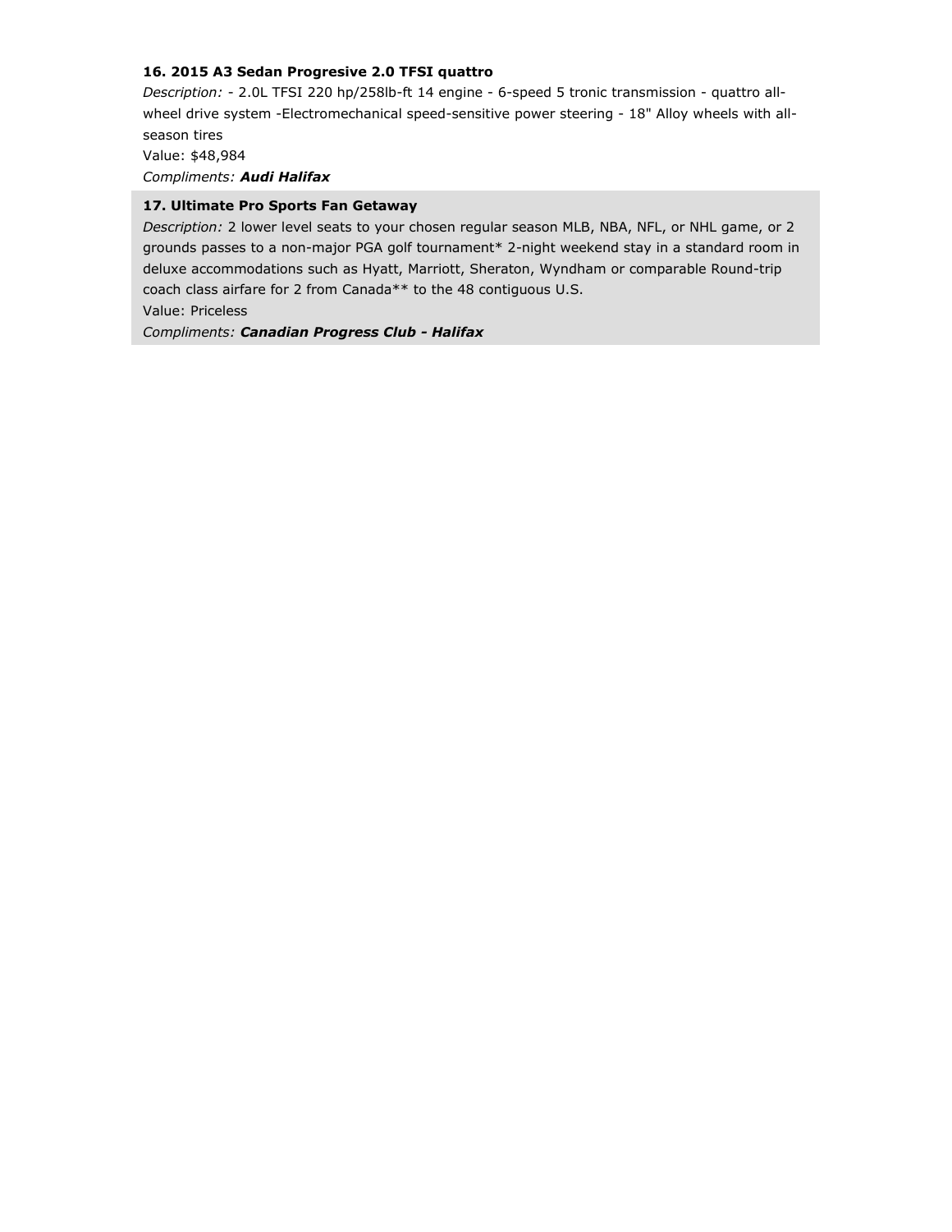**16. 2015 A3 Sedan Progresive 2.0 TFSI quattro**

*Description:* - 2.0L TFSI 220 hp/258lb-ft 14 engine - 6-speed 5 tronic transmission - quattro all-wheel drive system -Electromechanical speed-sensitive power steering - 18" Alloy wheels with all-season tires

Value: $48,984

*Compliments:* ***Audi Halifax***

**17. Ultimate Pro Sports Fan Getaway**

*Description:* 2 lower level seats to your chosen regular season MLB, NBA, NFL, or NHL game, or 2 grounds passes to a non-major PGA golf tournament* 2-night weekend stay in a standard room in deluxe accommodations such as Hyatt, Marriott, Sheraton, Wyndham or comparable Round-trip coach class airfare for 2 from Canada** to the 48 contiguous U.S.

Value: Priceless

*Compliments:* ***Canadian Progress Club - Halifax***